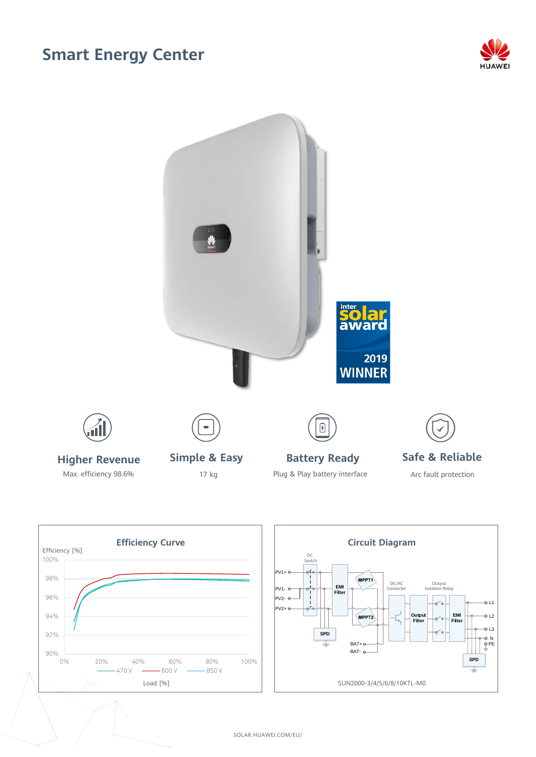# Smart Energy Center

inter solar award 2019 WINNER

### Higher Revenue

Max. efficiency 98.6%

### Simple & Easy

17 kg

### Battery Ready

Plug & Play battery interface

### Safe & Reliable

Arc fault protection

## Efficiency Curve

Efficiency [%]

100%, 98%, 96%, 94%, 92%, 90%

0%, 20%, 40%, 60%, 80%, 100%

470 V — 600 V — 850 V

Load [%]

## Circuit Diagram

DC Switch, PV1+, PV1-, PV2-, PV2+, EMI Filter, MPPT1, MPPT2, SPD, DC/AC Converter, Output Filter, Output Isolation Relay, EMI Filter, L1, L2, L3, N, PE, SPD, BAT+, BAT-

SUN2000-3/4/5/6/8/10KTL-M0

SOLAR.HUAWEI.COM/EU/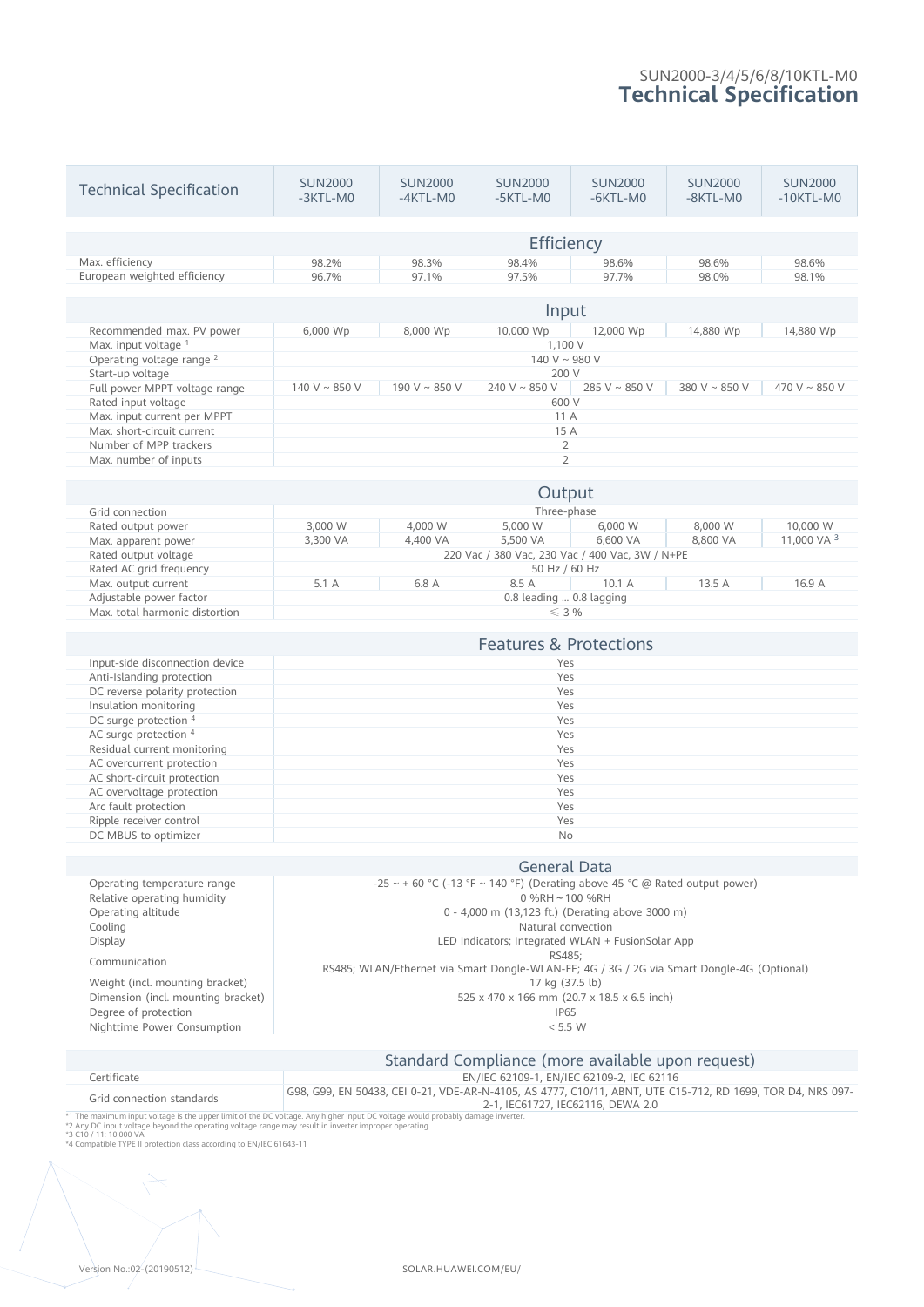## SUN2000-3/4/5/6/8/10KTL-M0
# Technical Specification

| Technical Specification | SUN2000 -3KTL-M0 | SUN2000 -4KTL-M0 | SUN2000 -5KTL-M0 | SUN2000 -6KTL-M0 | SUN2000 -8KTL-M0 | SUN2000 -10KTL-M0 |
|---|---|---|---|---|---|---|
| **Efficiency** | | | | | | |
| Max. efficiency | 98.2% | 98.3% | 98.4% | 98.6% | 98.6% | 98.6% |
| European weighted efficiency | 96.7% | 97.1% | 97.5% | 97.7% | 98.0% | 98.1% |
| **Input** | | | | | | |
| Recommended max. PV power | 6,000 Wp | 8,000 Wp | 10,000 Wp | 12,000 Wp | 14,880 Wp | 14,880 Wp |
| Max. input voltage [1] | 1,100 V | | | | | |
| Operating voltage range [2] | 140 V ~ 980 V | | | | | |
| Start-up voltage | 200 V | | | | | |
| Full power MPPT voltage range | 140 V ~ 850 V | 190 V ~ 850 V | 240 V ~ 850 V | 285 V ~ 850 V | 380 V ~ 850 V | 470 V ~ 850 V |
| Rated input voltage | 600 V | | | | | |
| Max. input current per MPPT | 11 A | | | | | |
| Max. short-circuit current | 15 A | | | | | |
| Number of MPP trackers | 2 | | | | | |
| Max. number of inputs | 2 | | | | | |
| **Output** | | | | | | |
| Grid connection | Three-phase | | | | | |
| Rated output power | 3,000 W | 4,000 W | 5,000 W | 6,000 W | 8,000 W | 10,000 W |
| Max. apparent power | 3,300 VA | 4,400 VA | 5,500 VA | 6,600 VA | 8,800 VA | 11,000 VA [3] |
| Rated output voltage | 220 Vac / 380 Vac, 230 Vac / 400 Vac, 3W / N+PE | | | | | |
| Rated AC grid frequency | 50 Hz / 60 Hz | | | | | |
| Max. output current | 5.1 A | 6.8 A | 8.5 A | 10.1 A | 13.5 A | 16.9 A |
| Adjustable power factor | 0.8 leading ... 0.8 lagging | | | | | |
| Max. total harmonic distortion | ≤ 3 % | | | | | |
| **Features & Protections** | | | | | | |
| Input-side disconnection device | Yes | | | | | |
| Anti-Islanding protection | Yes | | | | | |
| DC reverse polarity protection | Yes | | | | | |
| Insulation monitoring | Yes | | | | | |
| DC surge protection [4] | Yes | | | | | |
| AC surge protection [4] | Yes | | | | | |
| Residual current monitoring | Yes | | | | | |
| AC overcurrent protection | Yes | | | | | |
| AC short-circuit protection | Yes | | | | | |
| AC overvoltage protection | Yes | | | | | |
| Arc fault protection | Yes | | | | | |
| Ripple receiver control | Yes | | | | | |
| DC MBUS to optimizer | No | | | | | |
| **General Data** | | | | | | |
| Operating temperature range | -25 ~ + 60 °C (-13 °F ~ 140 °F) (Derating above 45 °C @ Rated output power) | | | | | |
| Relative operating humidity | 0 %RH ~ 100 %RH | | | | | |
| Operating altitude | 0 - 4,000 m (13,123 ft.) (Derating above 3000 m) | | | | | |
| Cooling | Natural convection | | | | | |
| Display | LED Indicators; Integrated WLAN + FusionSolar App | | | | | |
| Communication | RS485; RS485; WLAN/Ethernet via Smart Dongle-WLAN-FE; 4G / 3G / 2G via Smart Dongle-4G (Optional) | | | | | |
| Weight (incl. mounting bracket) | 17 kg (37.5 lb) | | | | | |
| Dimension (incl. mounting bracket) | 525 x 470 x 166 mm (20.7 x 18.5 x 6.5 inch) | | | | | |
| Degree of protection | IP65 | | | | | |
| Nighttime Power Consumption | < 5.5 W | | | | | |
| **Standard Compliance (more available upon request)** | | | | | | |
| Certificate | EN/IEC 62109-1, EN/IEC 62109-2, IEC 62116 | | | | | |
| Grid connection standards | G98, G99, EN 50438, CEI 0-21, VDE-AR-N-4105, AS 4777, C10/11, ABNT, UTE C15-712, RD 1699, TOR D4, NRS 097-2-1, IEC61727, IEC62116, DEWA 2.0 | | | | | |

*1 The maximum input voltage is the upper limit of the DC voltage. Any higher input DC voltage would probably damage inverter.
*2 Any DC input voltage beyond the operating voltage range may result in inverter improper operating.
*3 C10 / 11: 10,000 VA
*4 Compatible TYPE II protection class according to EN/IEC 61643-11

Version No.:02-(20190512)

SOLAR.HUAWEI.COM/EU/